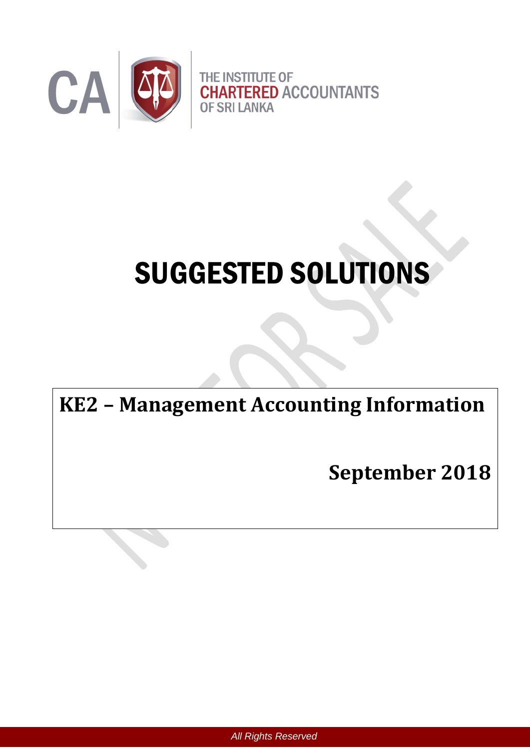CA

THE INSTITUTE OF **CHARTERED** ACCOUNTANTS OF SRI LANKA

# SUGGESTED SOLUTIONS

## KE2 – Management Accounting Information

**September 2018**

*All Rights Reserved*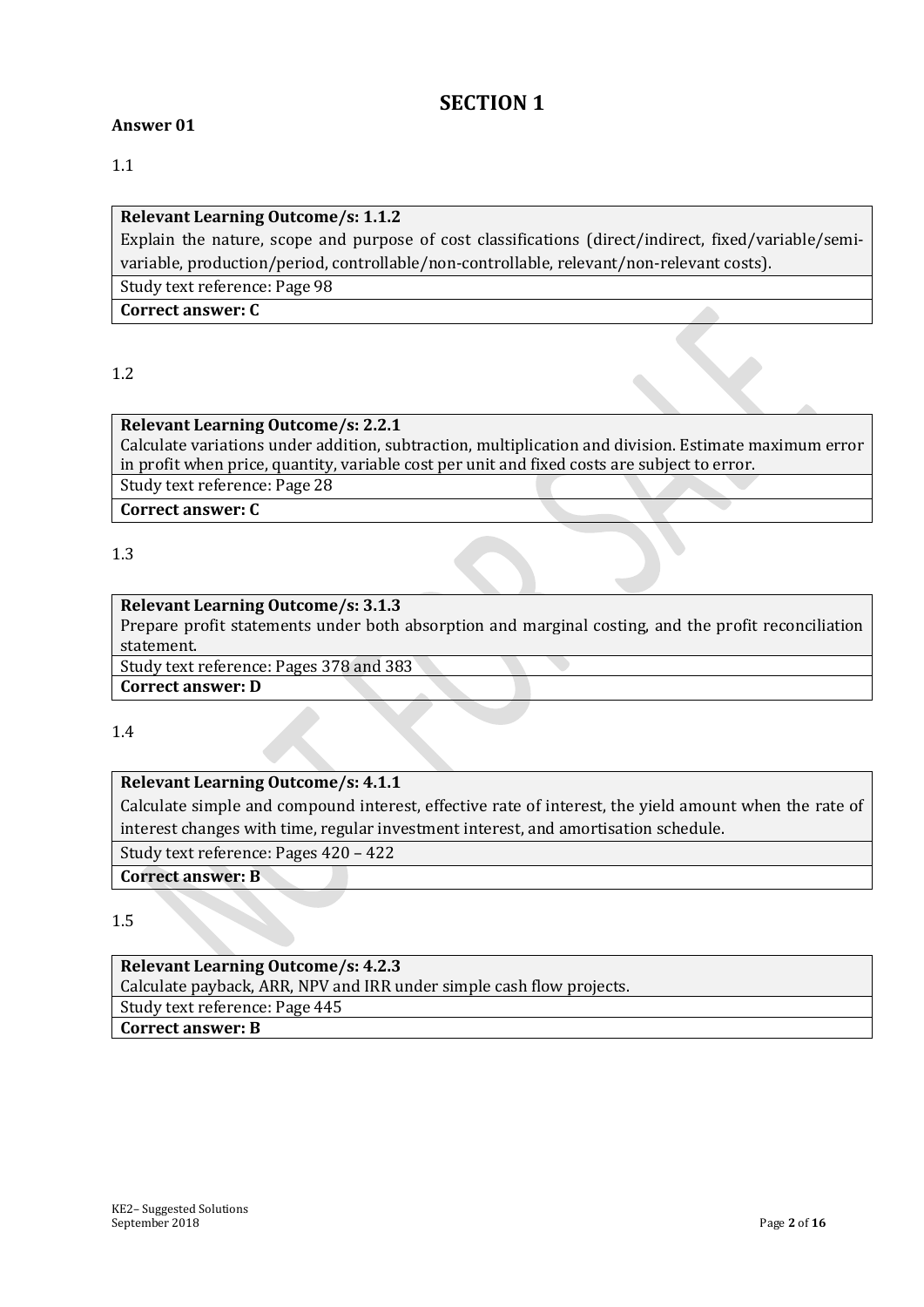# SECTION 1

**Answer 01**

1.1

| **Relevant Learning Outcome/s: 1.1.2** Explain the nature, scope and purpose of cost classifications (direct/indirect, fixed/variable/semi-variable, production/period, controllable/non-controllable, relevant/non-relevant costs). |
|---|
| Study text reference: Page 98 |
| **Correct answer: C** |

1.2

| **Relevant Learning Outcome/s: 2.2.1** Calculate variations under addition, subtraction, multiplication and division. Estimate maximum error in profit when price, quantity, variable cost per unit and fixed costs are subject to error. |
|---|
| Study text reference: Page 28 |
| **Correct answer: C** |

1.3

| **Relevant Learning Outcome/s: 3.1.3** Prepare profit statements under both absorption and marginal costing, and the profit reconciliation statement. |
|---|
| Study text reference: Pages 378 and 383 |
| **Correct answer: D** |

1.4

| **Relevant Learning Outcome/s: 4.1.1** Calculate simple and compound interest, effective rate of interest, the yield amount when the rate of interest changes with time, regular investment interest, and amortisation schedule. |
|---|
| Study text reference: Pages 420 – 422 |
| **Correct answer: B** |

1.5

| **Relevant Learning Outcome/s: 4.2.3** Calculate payback, ARR, NPV and IRR under simple cash flow projects. |
|---|
| Study text reference: Page 445 |
| **Correct answer: B** |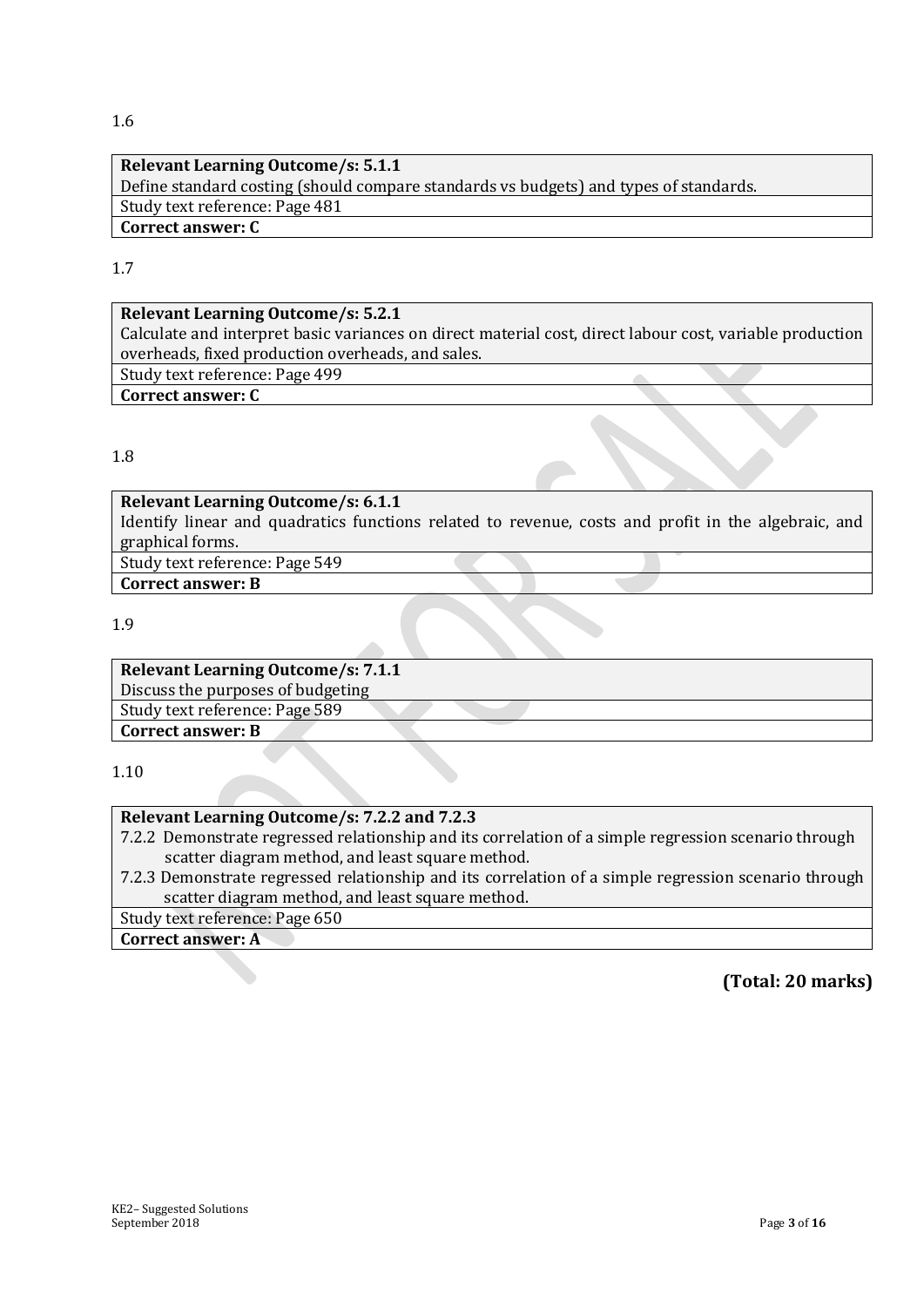1.6

| Relevant Learning Outcome/s: 5.1.1 |
|---|
| Define standard costing (should compare standards vs budgets) and types of standards. |
| Study text reference: Page 481 |
| **Correct answer: C** |

1.7

| Relevant Learning Outcome/s: 5.2.1 |
|---|
| Calculate and interpret basic variances on direct material cost, direct labour cost, variable production overheads, fixed production overheads, and sales. |
| Study text reference: Page 499 |
| **Correct answer: C** |

1.8

| Relevant Learning Outcome/s: 6.1.1 |
|---|
| Identify linear and quadratics functions related to revenue, costs and profit in the algebraic, and graphical forms. |
| Study text reference: Page 549 |
| **Correct answer: B** |

1.9

| Relevant Learning Outcome/s: 7.1.1 |
|---|
| Discuss the purposes of budgeting |
| Study text reference: Page 589 |
| **Correct answer: B** |

1.10

| Relevant Learning Outcome/s: 7.2.2 and 7.2.3 |
|---|
| 7.2.2 Demonstrate regressed relationship and its correlation of a simple regression scenario through scatter diagram method, and least square method.<br>7.2.3 Demonstrate regressed relationship and its correlation of a simple regression scenario through scatter diagram method, and least square method. |
| Study text reference: Page 650 |
| **Correct answer: A** |

**(Total: 20 marks)**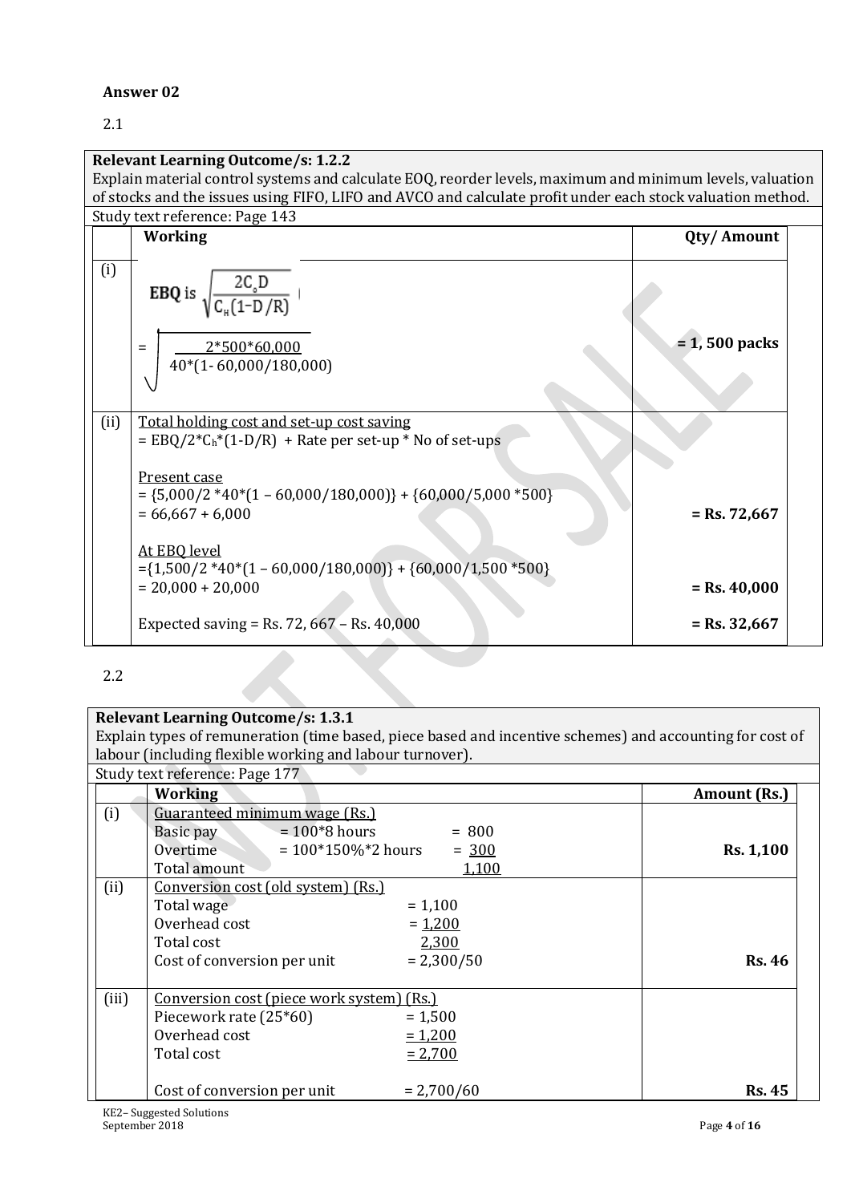**Answer 02**

2.1

| | **Relevant Learning Outcome/s: 1.2.2** Explain material control systems and calculate EOQ, reorder levels, maximum and minimum levels, valuation of stocks and the issues using FIFO, LIFO and AVCO and calculate profit under each stock valuation method. | |
|---|---|---|
| | Study text reference: Page 143 | |
| | **Working** | **Qty/ Amount** |
| (i) | EBQ is $\sqrt{\frac{2C_oD}{C_H(1-D/R)}}$<br><br>$= \sqrt{\frac{2*500*60{,}000}{40*(1-60{,}000/180{,}000)}}$ | **= 1, 500 packs** |
| (ii) | Total holding cost and set-up cost saving<br>$= EBQ/2*C_h*(1\text{-}D/R)$ + Rate per set-up * No of set-ups<br><br>Present case<br>= {5,000/2 *40*(1 – 60,000/180,000)} + {60,000/5,000 *500}<br>= 66,667 + 6,000<br><br>At EBQ level<br>={1,500/2 *40*(1 – 60,000/180,000)} + {60,000/1,500 *500}<br>= 20,000 + 20,000<br><br>Expected saving = Rs. 72, 667 – Rs. 40,000 | <br><br><br><br><br>**= Rs. 72,667**<br><br><br><br>**= Rs. 40,000**<br><br>**= Rs. 32,667** |

2.2

| | **Relevant Learning Outcome/s: 1.3.1** Explain types of remuneration (time based, piece based and incentive schemes) and accounting for cost of labour (including flexible working and labour turnover). | |
|---|---|---|
| | Study text reference: Page 177 | |
| | **Working** | **Amount (Rs.)** |
| (i) | Guaranteed minimum wage (Rs.)<br>Basic pay = 100*8 hours = 800<br>Overtime = 100*150%*2 hours = 300<br>Total amount 1,100 | **Rs. 1,100** |
| (ii) | Conversion cost (old system) (Rs.)<br>Total wage = 1,100<br>Overhead cost = 1,200<br>Total cost 2,300<br>Cost of conversion per unit = 2,300/50 | **Rs. 46** |
| (iii) | Conversion cost (piece work system) (Rs.)<br>Piecework rate (25*60) = 1,500<br>Overhead cost = 1,200<br>Total cost = 2,700<br><br>Cost of conversion per unit = 2,700/60 | **Rs. 45** |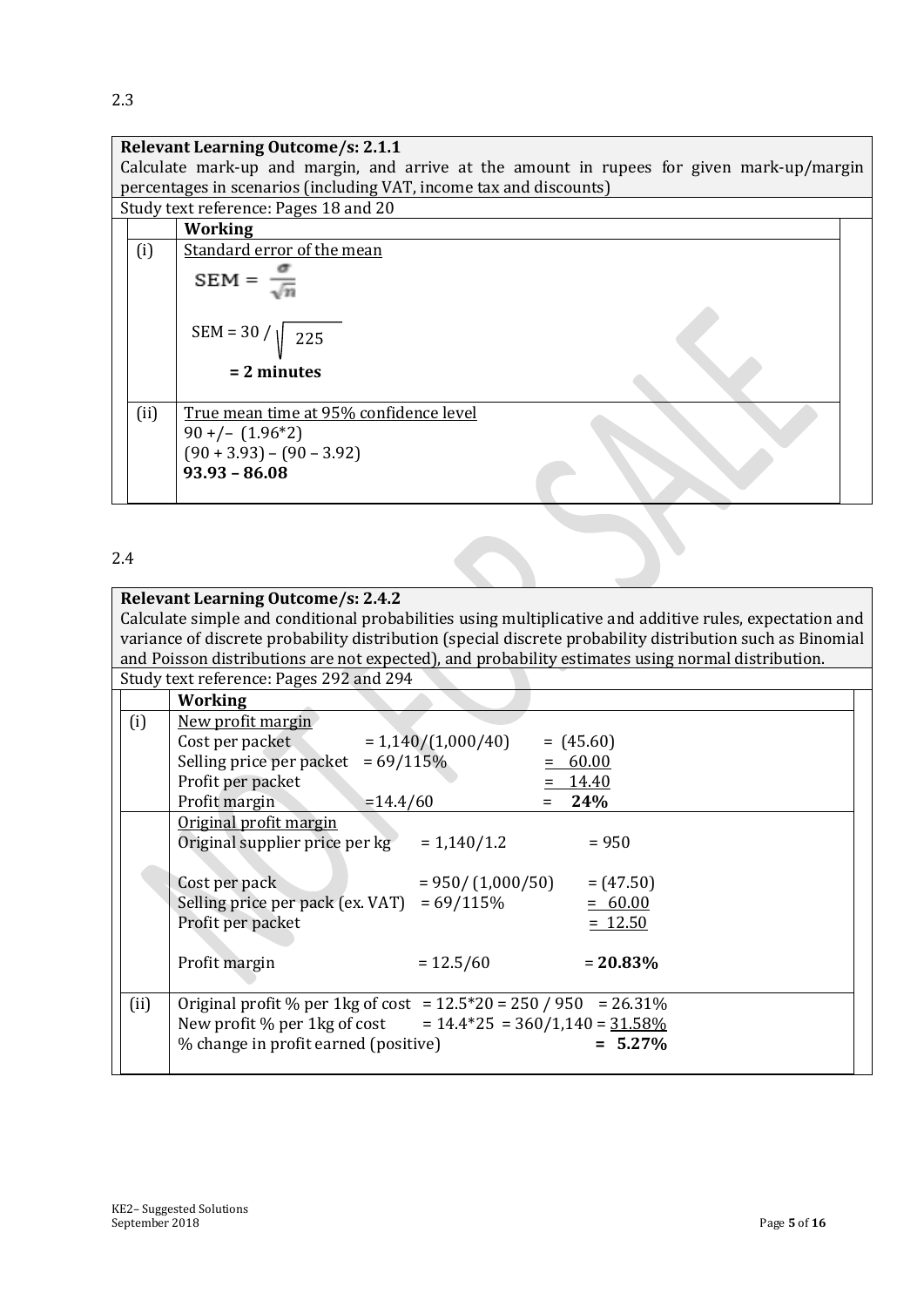2.3

**Relevant Learning Outcome/s: 2.1.1**

Calculate mark-up and margin, and arrive at the amount in rupees for given mark-up/margin percentages in scenarios (including VAT, income tax and discounts)

Study text reference: Pages 18 and 20

| | **Working** |
|---|---|
| (i) | Standard error of the mean<br>$\text{SEM} = \frac{\sigma}{\sqrt{n}}$<br>SEM = 30 / $\sqrt{225}$<br>**= 2 minutes** |
| (ii) | True mean time at 95% confidence level<br>90 +/– (1.96*2)<br>(90 + 3.93) – (90 – 3.92)<br>**93.93 – 86.08** |

2.4

**Relevant Learning Outcome/s: 2.4.2**

Calculate simple and conditional probabilities using multiplicative and additive rules, expectation and variance of discrete probability distribution (special discrete probability distribution such as Binomial and Poisson distributions are not expected), and probability estimates using normal distribution.

Study text reference: Pages 292 and 294

| | **Working** | | |
|---|---|---|---|
| (i) | New profit margin | | |
| | Cost per packet | = 1,140/(1,000/40) | = (45.60) |
| | Selling price per packet | = 69/115% | = 60.00 |
| | Profit per packet | | = 14.40 |
| | Profit margin | =14.4/60 | = **24%** |
| | Original profit margin | | |
| | Original supplier price per kg | = 1,140/1.2 | = 950 |
| | Cost per pack | = 950/ (1,000/50) | = (47.50) |
| | Selling price per pack (ex. VAT) | = 69/115% | = 60.00 |
| | Profit per packet | | = 12.50 |
| | Profit margin | = 12.5/60 | = **20.83%** |
| (ii) | Original profit % per 1kg of cost | = 12.5*20 = 250 / 950 | = 26.31% |
| | New profit % per 1kg of cost | = 14.4*25 = 360/1,140 | = 31.58% |
| | % change in profit earned (positive) | | = **5.27%** |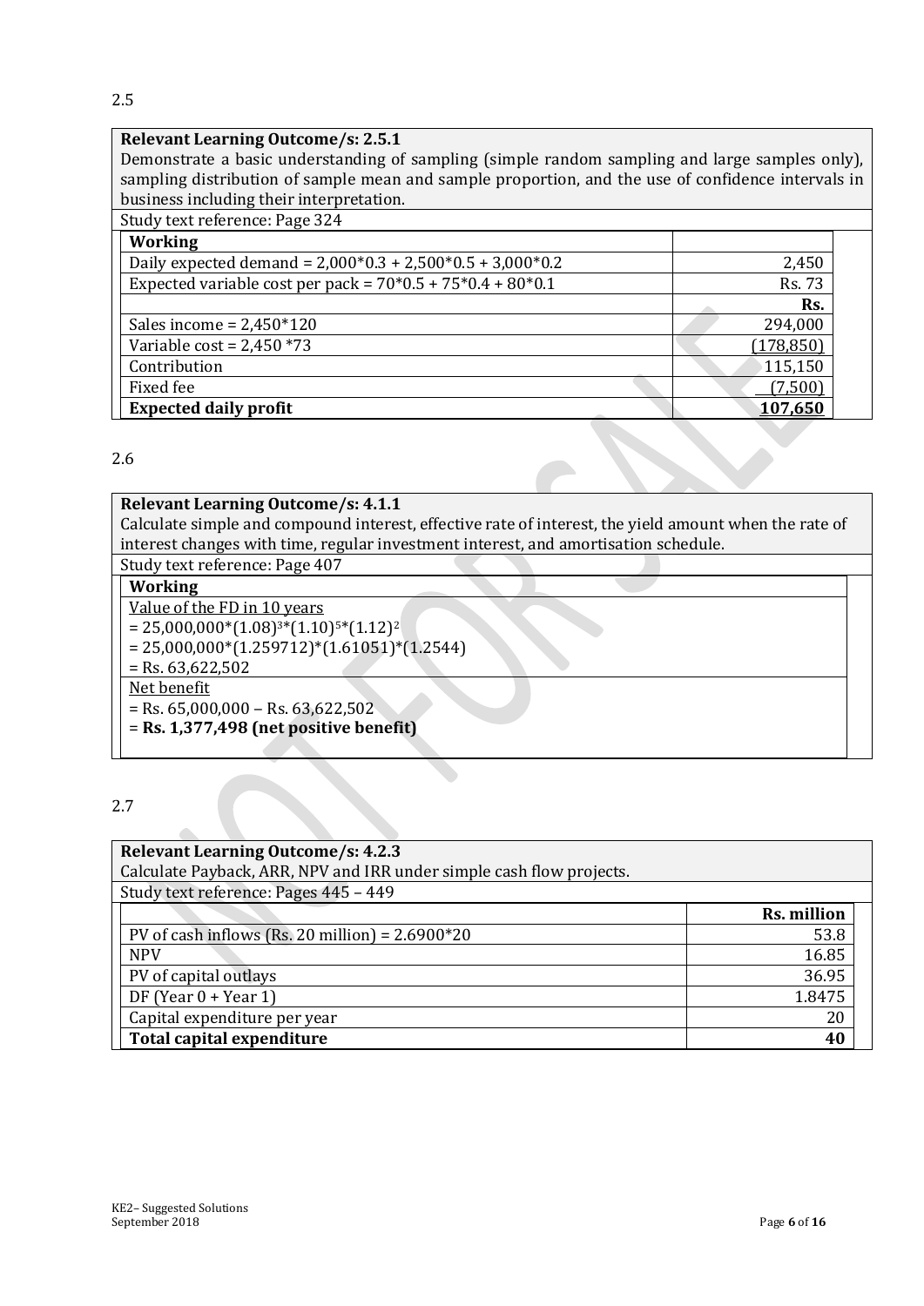2.5

| **Relevant Learning Outcome/s: 2.5.1** | |
|---|---|
| Demonstrate a basic understanding of sampling (simple random sampling and large samples only), sampling distribution of sample mean and sample proportion, and the use of confidence intervals in business including their interpretation. | |
| Study text reference: Page 324 | |

| **Working** | |
|---|---|
| Daily expected demand = 2,000*0.3 + 2,500*0.5 + 3,000*0.2 | 2,450 |
| Expected variable cost per pack = 70*0.5 + 75*0.4 + 80*0.1 | Rs. 73 |
| | **Rs.** |
| Sales income = 2,450*120 | 294,000 |
| Variable cost = 2,450 *73 | (178,850) |
| Contribution | 115,150 |
| Fixed fee | (7,500) |
| **Expected daily profit** | **107,650** |

2.6

**Relevant Learning Outcome/s: 4.1.1**

Calculate simple and compound interest, effective rate of interest, the yield amount when the rate of interest changes with time, regular investment interest, and amortisation schedule.

Study text reference: Page 407

**Working**

Value of the FD in 10 years

$= 25,000,000*(1.08)^3*(1.10)^5*(1.12)^2$

$= 25,000,000*(1.259712)*(1.61051)*(1.2544)$

= Rs. 63,622,502

Net benefit

= Rs. 65,000,000 – Rs. 63,622,502

= **Rs. 1,377,498 (net positive benefit)**

2.7

**Relevant Learning Outcome/s: 4.2.3**

Calculate Payback, ARR, NPV and IRR under simple cash flow projects.

Study text reference: Pages 445 – 449

| | **Rs. million** |
|---|---|
| PV of cash inflows (Rs. 20 million) = 2.6900*20 | 53.8 |
| NPV | 16.85 |
| PV of capital outlays | 36.95 |
| DF (Year 0 + Year 1) | 1.8475 |
| Capital expenditure per year | 20 |
| **Total capital expenditure** | **40** |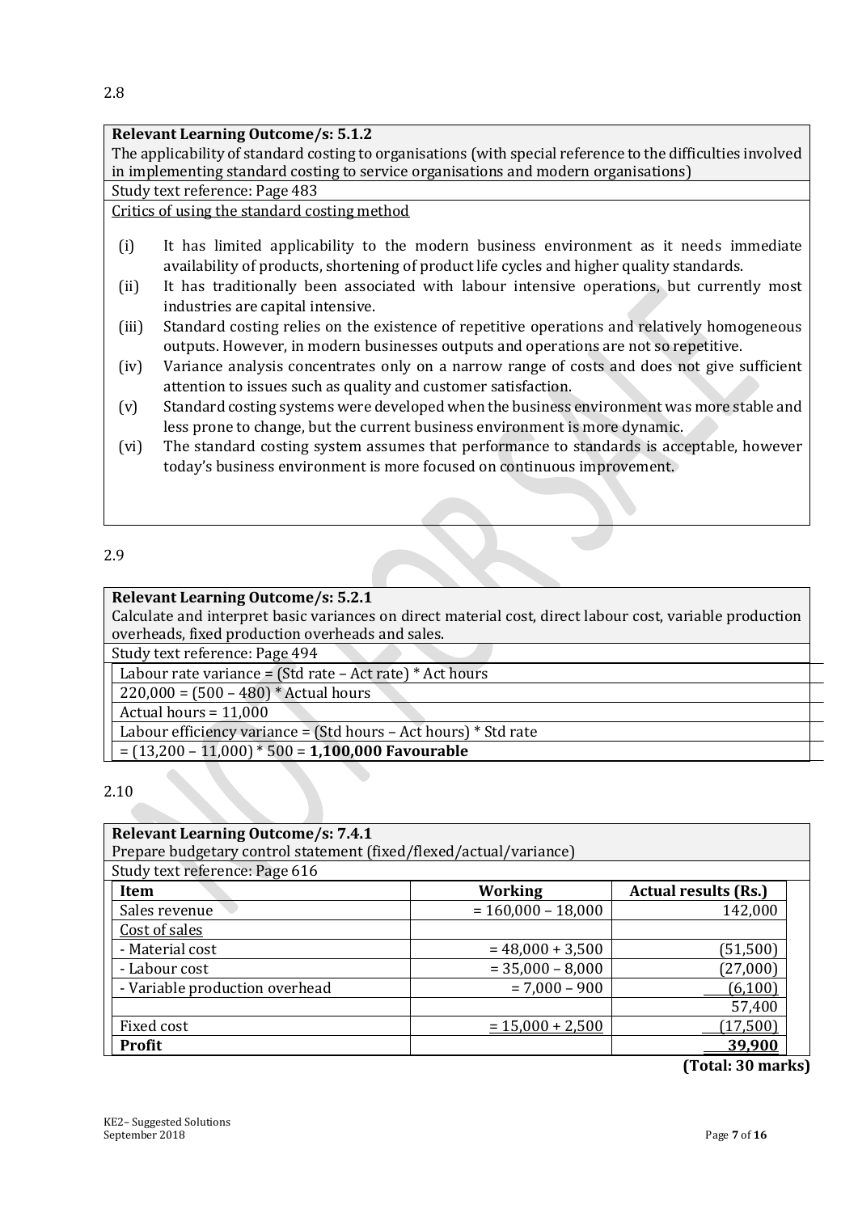2.8

**Relevant Learning Outcome/s: 5.1.2**

The applicability of standard costing to organisations (with special reference to the difficulties involved in implementing standard costing to service organisations and modern organisations)

Study text reference: Page 483

Critics of using the standard costing method

(i) It has limited applicability to the modern business environment as it needs immediate availability of products, shortening of product life cycles and higher quality standards.

(ii) It has traditionally been associated with labour intensive operations, but currently most industries are capital intensive.

(iii) Standard costing relies on the existence of repetitive operations and relatively homogeneous outputs. However, in modern businesses outputs and operations are not so repetitive.

(iv) Variance analysis concentrates only on a narrow range of costs and does not give sufficient attention to issues such as quality and customer satisfaction.

(v) Standard costing systems were developed when the business environment was more stable and less prone to change, but the current business environment is more dynamic.

(vi) The standard costing system assumes that performance to standards is acceptable, however today's business environment is more focused on continuous improvement.

2.9

**Relevant Learning Outcome/s: 5.2.1**

Calculate and interpret basic variances on direct material cost, direct labour cost, variable production overheads, fixed production overheads and sales.

Study text reference: Page 494

Labour rate variance = (Std rate – Act rate) * Act hours

220,000 = (500 – 480) * Actual hours

Actual hours = 11,000

Labour efficiency variance = (Std hours – Act hours) * Std rate

= (13,200 – 11,000) * 500 = **1,100,000 Favourable**

2.10

**Relevant Learning Outcome/s: 7.4.1**

Prepare budgetary control statement (fixed/flexed/actual/variance)

Study text reference: Page 616

| Item | Working | Actual results (Rs.) |
|---|---|---|
| Sales revenue | = 160,000 – 18,000 | 142,000 |
| Cost of sales | | |
| - Material cost | = 48,000 + 3,500 | (51,500) |
| - Labour cost | = 35,000 – 8,000 | (27,000) |
| - Variable production overhead | = 7,000 – 900 | (6,100) |
| | | 57,400 |
| Fixed cost | = 15,000 + 2,500 | (17,500) |
| **Profit** | | **39,900** |

**(Total: 30 marks)**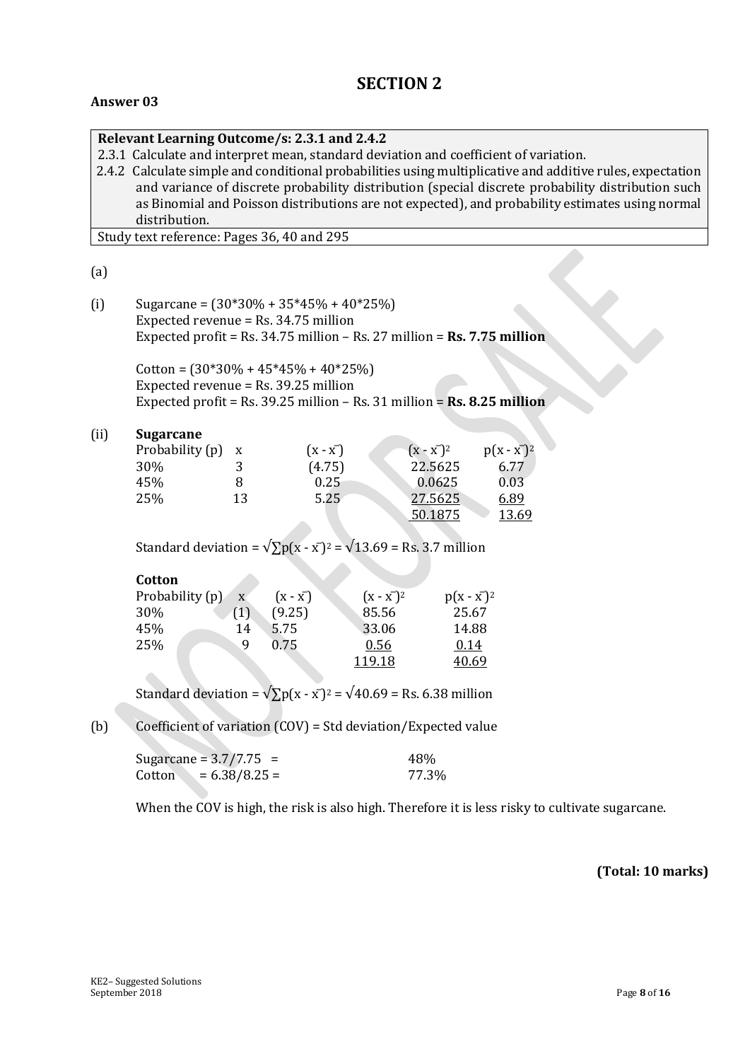# SECTION 2

**Answer 03**

| **Relevant Learning Outcome/s: 2.3.1 and 2.4.2** |
|---|
| 2.3.1 Calculate and interpret mean, standard deviation and coefficient of variation. |
| 2.4.2 Calculate simple and conditional probabilities using multiplicative and additive rules, expectation and variance of discrete probability distribution (special discrete probability distribution such as Binomial and Poisson distributions are not expected), and probability estimates using normal distribution. |
| Study text reference: Pages 36, 40 and 295 |

(a)

(i) Sugarcane = (30*30% + 35*45% + 40*25%)
Expected revenue = Rs. 34.75 million
Expected profit = Rs. 34.75 million – Rs. 27 million = **Rs. 7.75 million**

Cotton = (30*30% + 45*45% + 40*25%)
Expected revenue = Rs. 39.25 million
Expected profit = Rs. 39.25 million – Rs. 31 million = **Rs. 8.25 million**

(ii) **Sugarcane**

| Probability (p) | x | $(x - \bar{x})$ | $(x - \bar{x})^2$ | $p(x - \bar{x})^2$ |
|---|---|---|---|---|
| 30% | 3 | (4.75) | 22.5625 | 6.77 |
| 45% | 8 | 0.25 | 0.0625 | 0.03 |
| 25% | 13 | 5.25 | 27.5625 | 6.89 |
| | | | 50.1875 | 13.69 |

Standard deviation = $\sqrt{\sum p(x - \bar{x})^2} = \sqrt{13.69}$ = Rs. 3.7 million

**Cotton**

| Probability (p) | x | $(x - \bar{x})$ | $(x - \bar{x})^2$ | $p(x - \bar{x})^2$ |
|---|---|---|---|---|
| 30% | (1) | (9.25) | 85.56 | 25.67 |
| 45% | 14 | 5.75 | 33.06 | 14.88 |
| 25% | 9 | 0.75 | 0.56 | 0.14 |
| | | | 119.18 | 40.69 |

Standard deviation = $\sqrt{\sum p(x - \bar{x})^2} = \sqrt{40.69}$ = Rs. 6.38 million

(b) Coefficient of variation (COV) = Std deviation/Expected value

Sugarcane = 3.7/7.75 = 48%
Cotton = 6.38/8.25 = 77.3%

When the COV is high, the risk is also high. Therefore it is less risky to cultivate sugarcane.

**(Total: 10 marks)**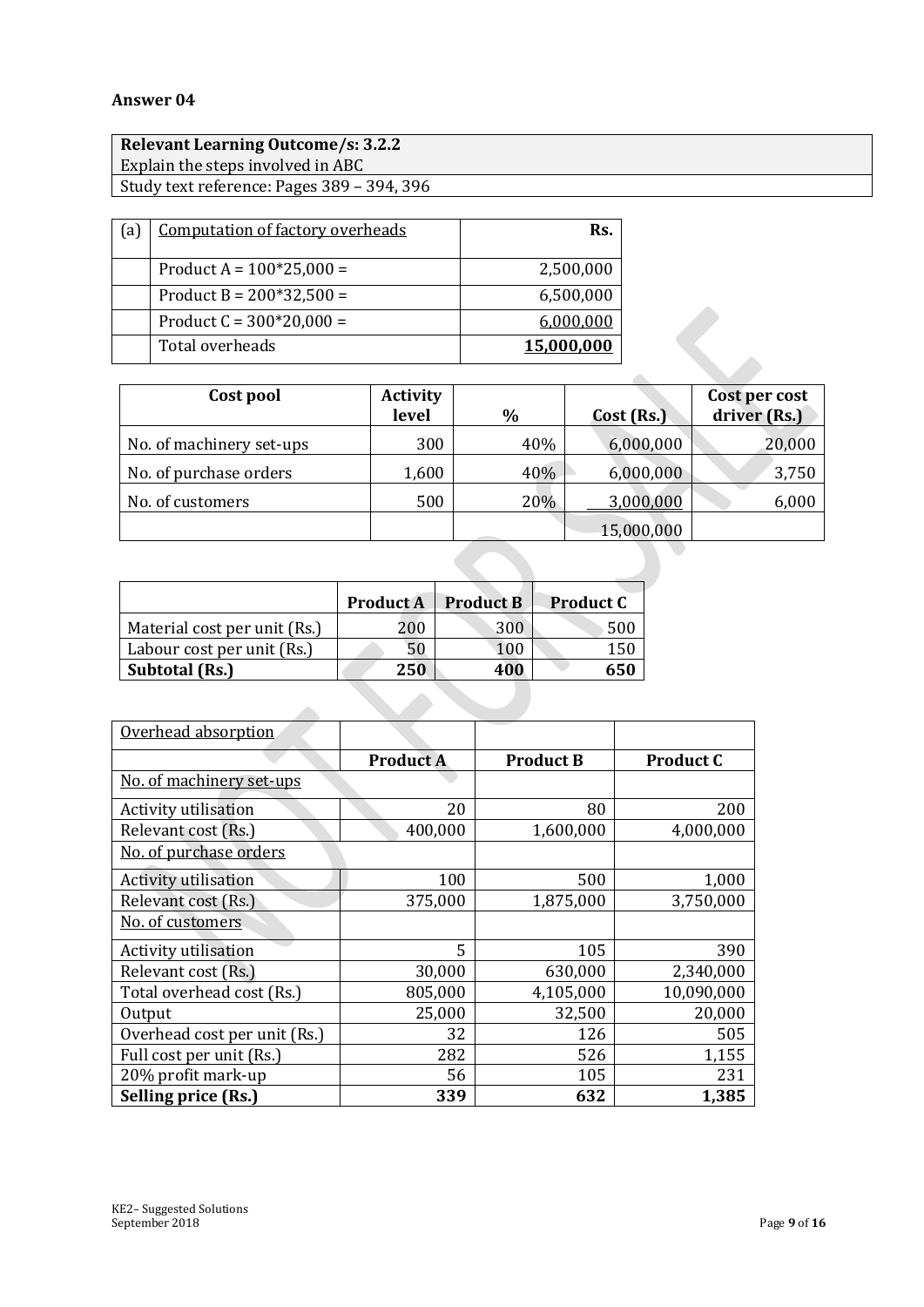## Answer 04

| Relevant Learning Outcome/s: 3.2.2 |
|---|
| Explain the steps involved in ABC |
| Study text reference: Pages 389 – 394, 396 |

| (a) | Computation of factory overheads | Rs. |
|---|---|---|
| | Product A = 100*25,000 = | 2,500,000 |
| | Product B = 200*32,500 = | 6,500,000 |
| | Product C = 300*20,000 = | 6,000,000 |
| | Total overheads | **15,000,000** |

| Cost pool | Activity level | % | Cost (Rs.) | Cost per cost driver (Rs.) |
|---|---|---|---|---|
| No. of machinery set-ups | 300 | 40% | 6,000,000 | 20,000 |
| No. of purchase orders | 1,600 | 40% | 6,000,000 | 3,750 |
| No. of customers | 500 | 20% | 3,000,000 | 6,000 |
| | | | 15,000,000 | |

| | Product A | Product B | Product C |
|---|---|---|---|
| Material cost per unit (Rs.) | 200 | 300 | 500 |
| Labour cost per unit (Rs.) | 50 | 100 | 150 |
| **Subtotal (Rs.)** | **250** | **400** | **650** |

| Overhead absorption | | | |
|---|---|---|---|
| | **Product A** | **Product B** | **Product C** |
| No. of machinery set-ups | | | |
| Activity utilisation | 20 | 80 | 200 |
| Relevant cost (Rs.) | 400,000 | 1,600,000 | 4,000,000 |
| No. of purchase orders | | | |
| Activity utilisation | 100 | 500 | 1,000 |
| Relevant cost (Rs.) | 375,000 | 1,875,000 | 3,750,000 |
| No. of customers | | | |
| Activity utilisation | 5 | 105 | 390 |
| Relevant cost (Rs.) | 30,000 | 630,000 | 2,340,000 |
| Total overhead cost (Rs.) | 805,000 | 4,105,000 | 10,090,000 |
| Output | 25,000 | 32,500 | 20,000 |
| Overhead cost per unit (Rs.) | 32 | 126 | 505 |
| Full cost per unit (Rs.) | 282 | 526 | 1,155 |
| 20% profit mark-up | 56 | 105 | 231 |
| **Selling price (Rs.)** | **339** | **632** | **1,385** |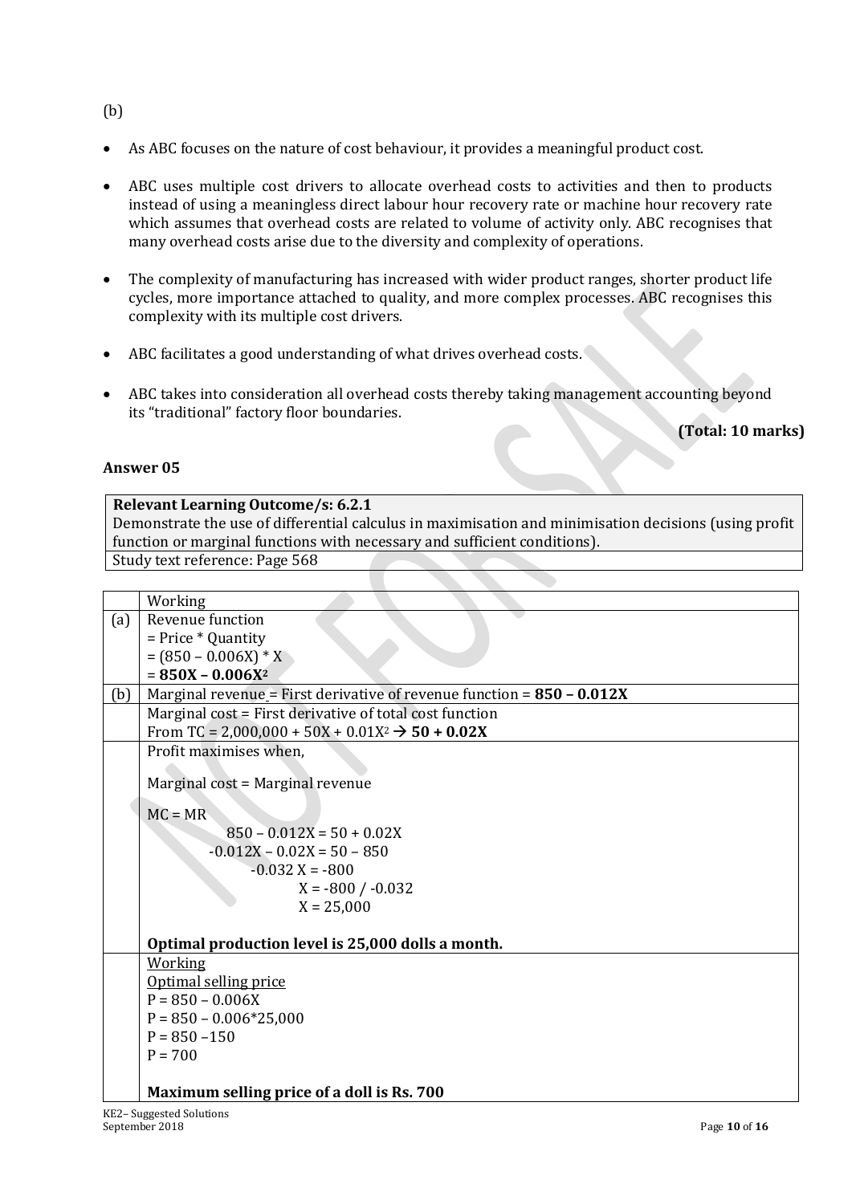(b)

- As ABC focuses on the nature of cost behaviour, it provides a meaningful product cost.
- ABC uses multiple cost drivers to allocate overhead costs to activities and then to products instead of using a meaningless direct labour hour recovery rate or machine hour recovery rate which assumes that overhead costs are related to volume of activity only. ABC recognises that many overhead costs arise due to the diversity and complexity of operations.
- The complexity of manufacturing has increased with wider product ranges, shorter product life cycles, more importance attached to quality, and more complex processes. ABC recognises this complexity with its multiple cost drivers.
- ABC facilitates a good understanding of what drives overhead costs.
- ABC takes into consideration all overhead costs thereby taking management accounting beyond its "traditional" factory floor boundaries.

**(Total: 10 marks)**

### Answer 05

| **Relevant Learning Outcome/s: 6.2.1** |
|---|
| Demonstrate the use of differential calculus in maximisation and minimisation decisions (using profit function or marginal functions with necessary and sufficient conditions). |
| Study text reference: Page 568 |

| | Working |
|---|---|
| (a) | Revenue function<br>= Price * Quantity<br>$= (850 - 0.006X) * X$<br>$= \mathbf{850X - 0.006X^2}$ |
| (b) | Marginal revenue = First derivative of revenue function = $\mathbf{850 - 0.012X}$ |
| | Marginal cost = First derivative of total cost function<br>From $TC = 2{,}000{,}000 + 50X + 0.01X^2 \rightarrow \mathbf{50 + 0.02X}$ |
| | Profit maximises when,<br><br>Marginal cost = Marginal revenue<br><br>MC = MR<br>$850 - 0.012X = 50 + 0.02X$<br>$-0.012X - 0.02X = 50 - 850$<br>$-0.032X = -800$<br>$X = -800 / -0.032$<br>$X = 25{,}000$<br><br>**Optimal production level is 25,000 dolls a month.** |
| | <u>Working</u><br><u>Optimal selling price</u><br>$P = 850 - 0.006X$<br>$P = 850 - 0.006*25{,}000$<br>$P = 850 - 150$<br>$P = 700$<br><br>**Maximum selling price of a doll is Rs. 700** |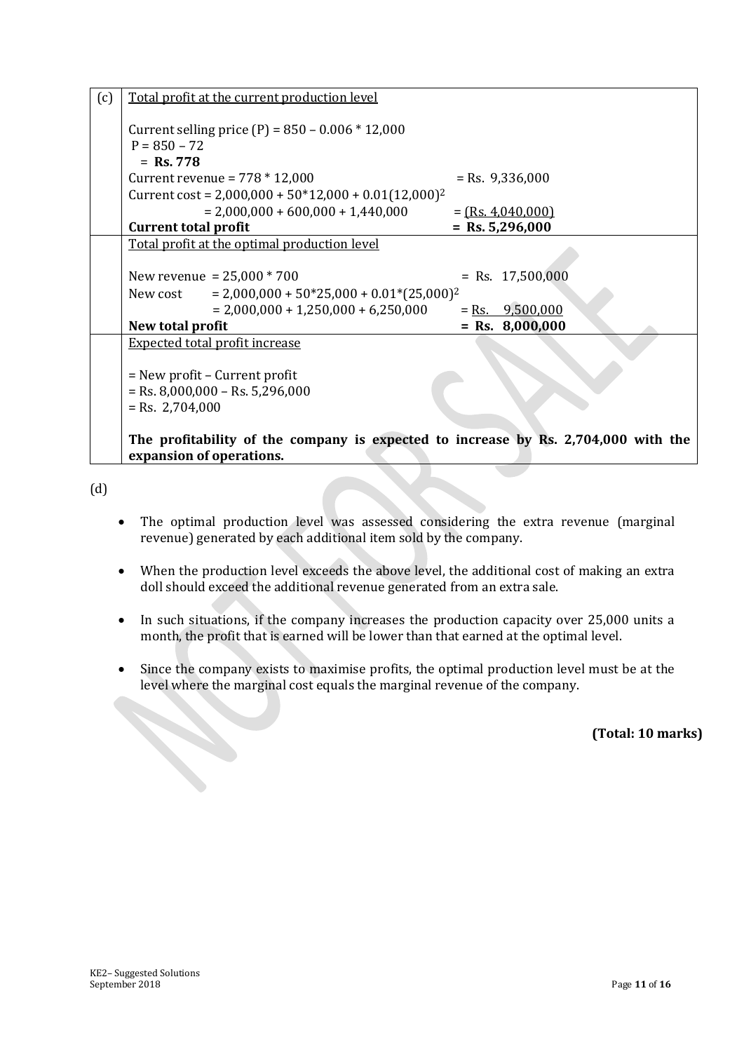(c)

<u>Total profit at the current production level</u>

Current selling price (P) = 850 – 0.006 * 12,000
P = 850 – 72
= **Rs. 778**

| | |
|---|---|
| Current revenue = 778 * 12,000 | = Rs. 9,336,000 |
| Current cost = $2{,}000{,}000 + 50*12{,}000 + 0.01(12{,}000)^2$ | |
| = 2,000,000 + 600,000 + 1,440,000 | = <u>(Rs. 4,040,000)</u> |
| **Current total profit** | **= Rs. 5,296,000** |

<u>Total profit at the optimal production level</u>

| | |
|---|---|
| New revenue = 25,000 * 700 | = Rs. 17,500,000 |
| New cost = $2{,}000{,}000 + 50*25{,}000 + 0.01*(25{,}000)^2$ | |
| = 2,000,000 + 1,250,000 + 6,250,000 | = <u>Rs. 9,500,000</u> |
| **New total profit** | **= Rs. 8,000,000** |

<u>Expected total profit increase</u>

= New profit – Current profit
= Rs. 8,000,000 – Rs. 5,296,000
= Rs. 2,704,000

**The profitability of the company is expected to increase by Rs. 2,704,000 with the expansion of operations.**

(d)

- The optimal production level was assessed considering the extra revenue (marginal revenue) generated by each additional item sold by the company.
- When the production level exceeds the above level, the additional cost of making an extra doll should exceed the additional revenue generated from an extra sale.
- In such situations, if the company increases the production capacity over 25,000 units a month, the profit that is earned will be lower than that earned at the optimal level.
- Since the company exists to maximise profits, the optimal production level must be at the level where the marginal cost equals the marginal revenue of the company.

**(Total: 10 marks)**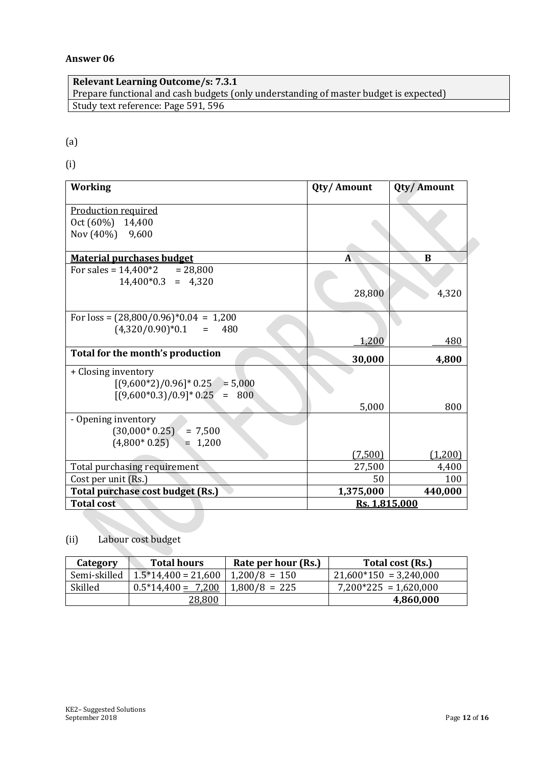**Answer 06**

| **Relevant Learning Outcome/s: 7.3.1** |
|---|
| Prepare functional and cash budgets (only understanding of master budget is expected) |
| Study text reference: Page 591, 596 |

(a)

(i)

| **Working** | **Qty/ Amount** | **Qty/ Amount** |
|---|---|---|
| Production required<br>Oct (60%) 14,400<br>Nov (40%) 9,600 | | |
| **Material purchases budget** | **A** | **B** |
| For sales = 14,400*2 = 28,800<br>14,400*0.3 = 4,320 | 28,800 | 4,320 |
| For loss = (28,800/0.96)*0.04 = 1,200<br>(4,320/0.90)*0.1 = 480 | 1,200 | 480 |
| **Total for the month's production** | **30,000** | **4,800** |
| + Closing inventory<br>[(9,600*2)/0.96]* 0.25 = 5,000<br>[(9,600*0.3)/0.9]* 0.25 = 800 | 5,000 | 800 |
| - Opening inventory<br>(30,000* 0.25) = 7,500<br>(4,800* 0.25) = 1,200 | (7,500) | (1,200) |
| Total purchasing requirement | 27,500 | 4,400 |
| Cost per unit (Rs.) | 50 | 100 |
| **Total purchase cost budget (Rs.)** | **1,375,000** | **440,000** |
| **Total cost** | **Rs. 1,815,000** | |

(ii) Labour cost budget

| **Category** | **Total hours** | **Rate per hour (Rs.)** | **Total cost (Rs.)** |
|---|---|---|---|
| Semi-skilled | 1.5*14,400 = 21,600 | 1,200/8 = 150 | 21,600*150 = 3,240,000 |
| Skilled | 0.5*14,400 = 7,200 | 1,800/8 = 225 | 7,200*225 = 1,620,000 |
| | 28,800 | | **4,860,000** |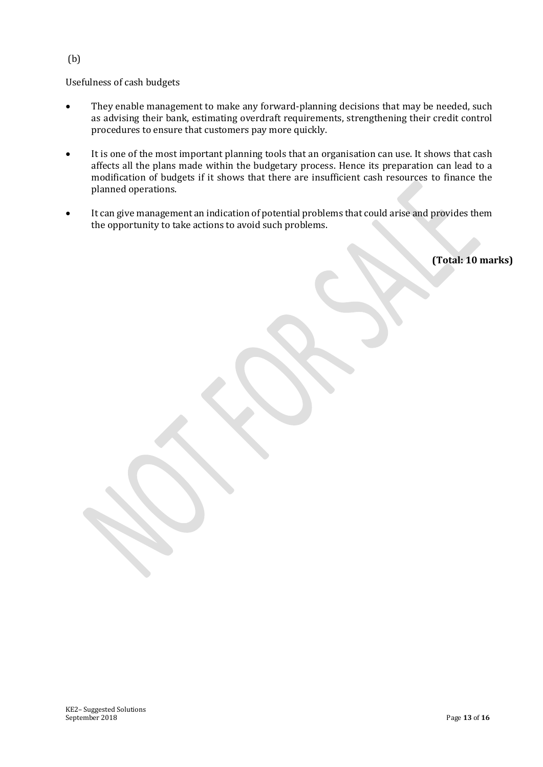(b)

Usefulness of cash budgets

- They enable management to make any forward-planning decisions that may be needed, such as advising their bank, estimating overdraft requirements, strengthening their credit control procedures to ensure that customers pay more quickly.

- It is one of the most important planning tools that an organisation can use. It shows that cash affects all the plans made within the budgetary process. Hence its preparation can lead to a modification of budgets if it shows that there are insufficient cash resources to finance the planned operations.

- It can give management an indication of potential problems that could arise and provides them the opportunity to take actions to avoid such problems.

**(Total: 10 marks)**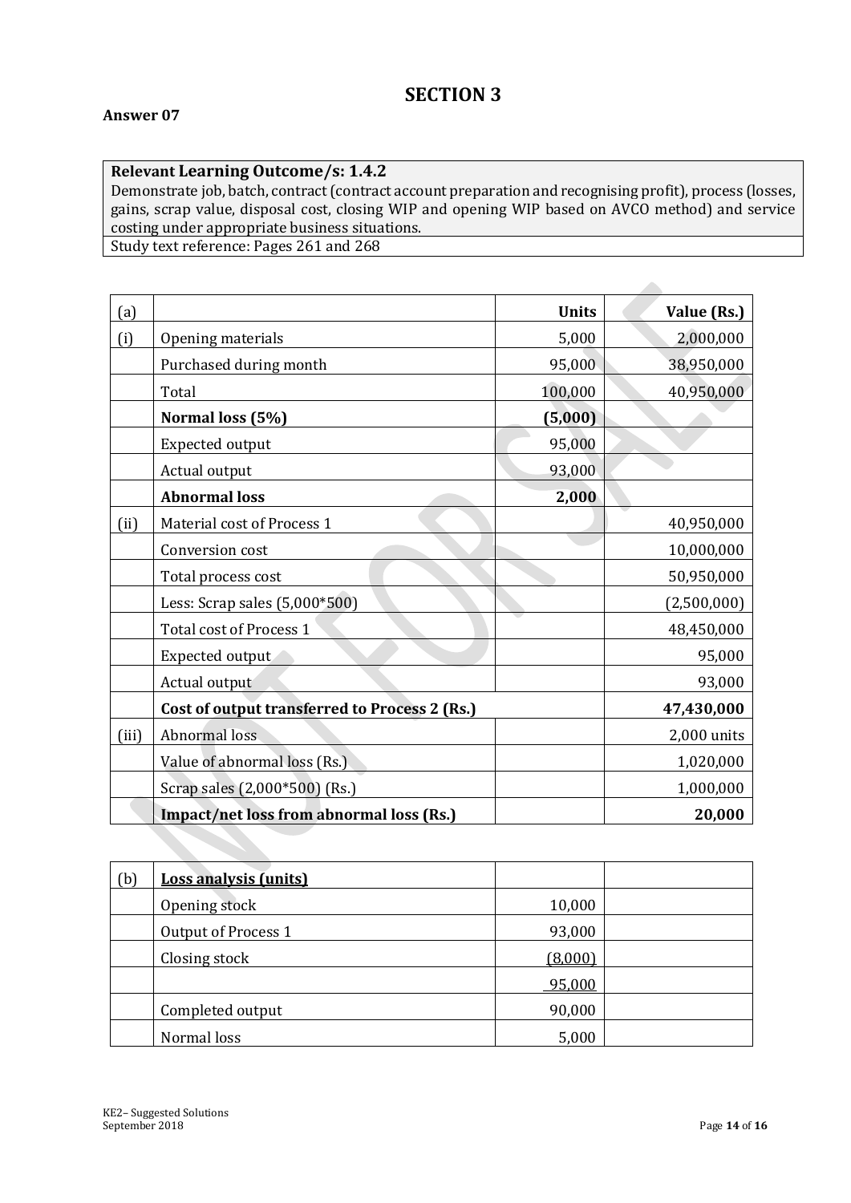# SECTION 3

**Answer 07**

| **Relevant Learning Outcome/s: 1.4.2** |
|---|
| Demonstrate job, batch, contract (contract account preparation and recognising profit), process (losses, gains, scrap value, disposal cost, closing WIP and opening WIP based on AVCO method) and service costing under appropriate business situations. |
| Study text reference: Pages 261 and 268 |

| (a) | | Units | Value (Rs.) |
|---|---|---|---|
| (i) | Opening materials | 5,000 | 2,000,000 |
| | Purchased during month | 95,000 | 38,950,000 |
| | Total | 100,000 | 40,950,000 |
| | **Normal loss (5%)** | **(5,000)** | |
| | Expected output | 95,000 | |
| | Actual output | 93,000 | |
| | **Abnormal loss** | **2,000** | |
| (ii) | Material cost of Process 1 | | 40,950,000 |
| | Conversion cost | | 10,000,000 |
| | Total process cost | | 50,950,000 |
| | Less: Scrap sales (5,000*500) | | (2,500,000) |
| | Total cost of Process 1 | | 48,450,000 |
| | Expected output | | 95,000 |
| | Actual output | | 93,000 |
| | **Cost of output transferred to Process 2 (Rs.)** | | **47,430,000** |
| (iii) | Abnormal loss | | 2,000 units |
| | Value of abnormal loss (Rs.) | | 1,020,000 |
| | Scrap sales (2,000*500) (Rs.) | | 1,000,000 |
| | **Impact/net loss from abnormal loss (Rs.)** | | **20,000** |

| (b) | **Loss analysis (units)** | | |
|---|---|---|---|
| | Opening stock | 10,000 | |
| | Output of Process 1 | 93,000 | |
| | Closing stock | (8,000) | |
| | | 95,000 | |
| | Completed output | 90,000 | |
| | Normal loss | 5,000 | |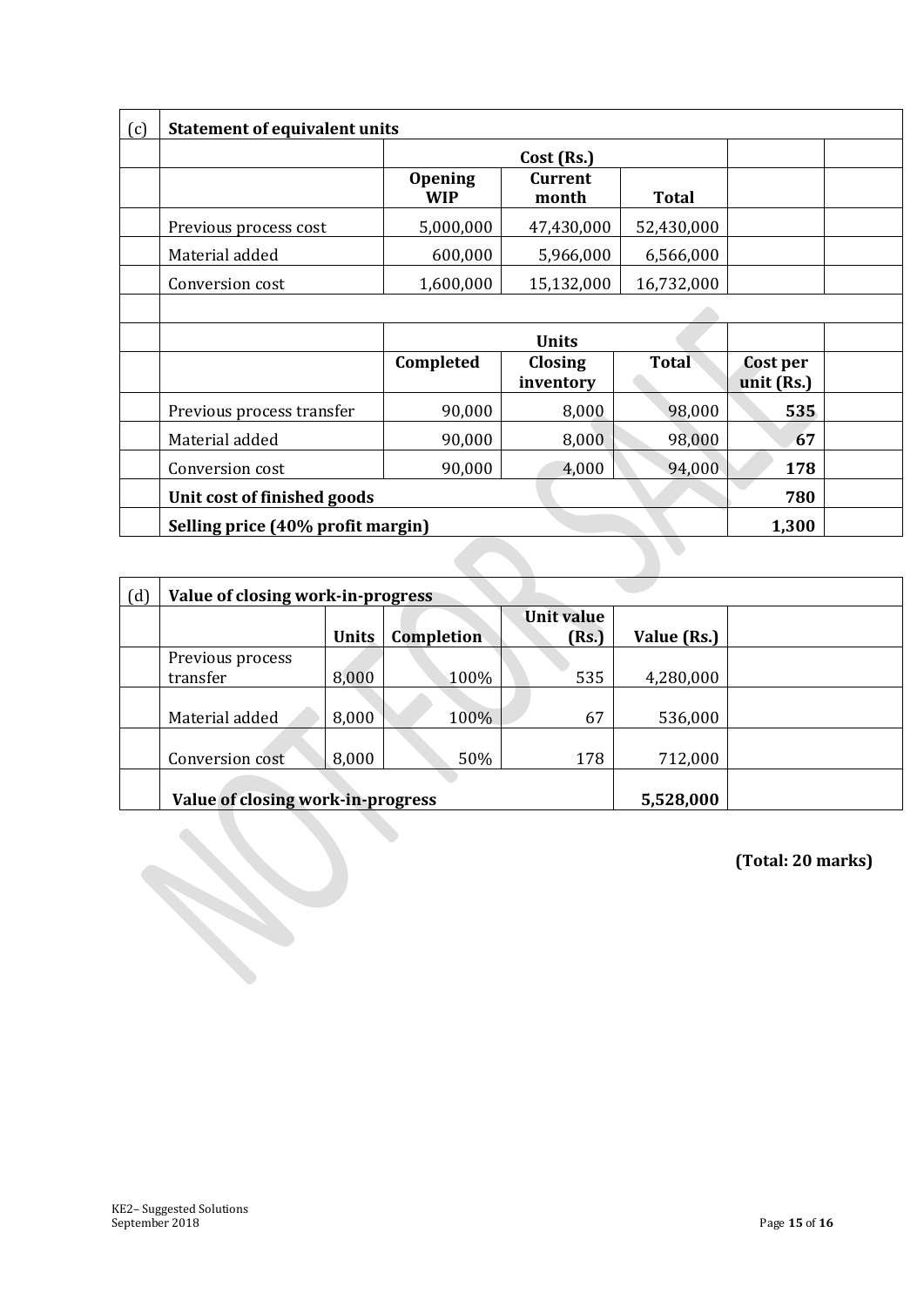| (c) | **Statement of equivalent units** | | | | | |
|---|---|---|---|---|---|---|
| | | **Cost (Rs.)** | | | | |
| | | **Opening WIP** | **Current month** | **Total** | | |
| | Previous process cost | 5,000,000 | 47,430,000 | 52,430,000 | | |
| | Material added | 600,000 | 5,966,000 | 6,566,000 | | |
| | Conversion cost | 1,600,000 | 15,132,000 | 16,732,000 | | |
| | | | | | | |
| | | **Units** | | | | |
| | | **Completed** | **Closing inventory** | **Total** | **Cost per unit (Rs.)** | |
| | Previous process transfer | 90,000 | 8,000 | 98,000 | **535** | |
| | Material added | 90,000 | 8,000 | 98,000 | **67** | |
| | Conversion cost | 90,000 | 4,000 | 94,000 | **178** | |
| | **Unit cost of finished goods** | | | | **780** | |
| | **Selling price (40% profit margin)** | | | | **1,300** | |

| (d) | **Value of closing work-in-progress** | | | | | |
|---|---|---|---|---|---|---|
| | | **Units** | **Completion** | **Unit value (Rs.)** | **Value (Rs.)** | |
| | Previous process transfer | 8,000 | 100% | 535 | 4,280,000 | |
| | Material added | 8,000 | 100% | 67 | 536,000 | |
| | Conversion cost | 8,000 | 50% | 178 | 712,000 | |
| | **Value of closing work-in-progress** | | | | **5,528,000** | |

**(Total: 20 marks)**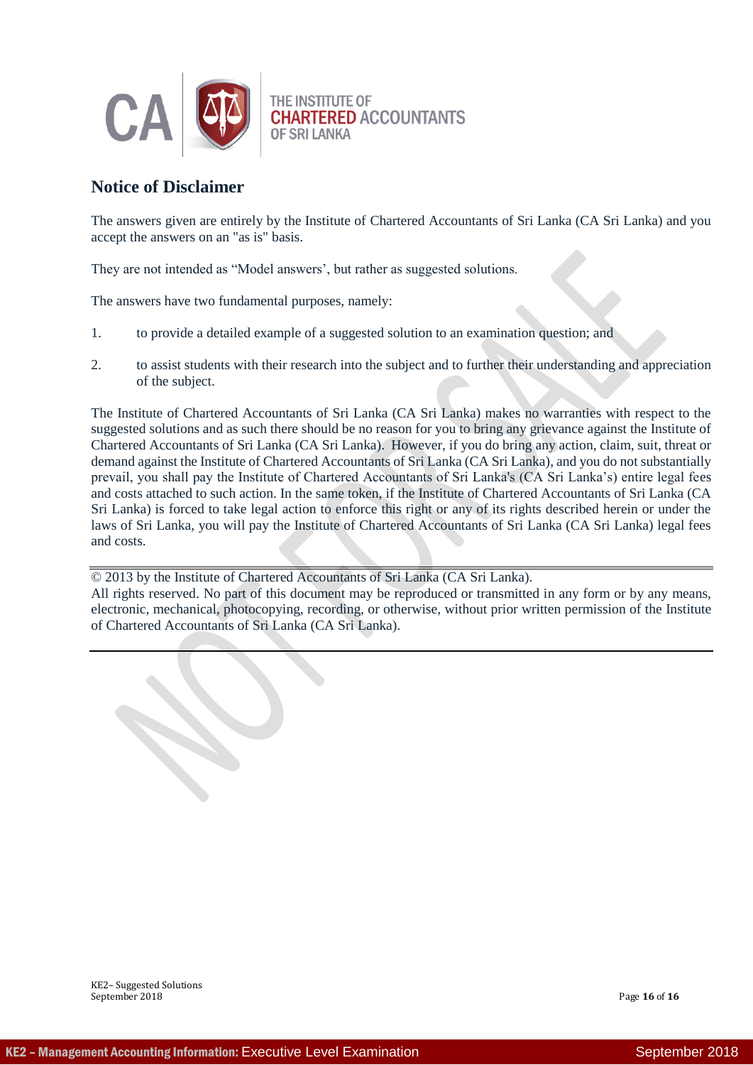## Notice of Disclaimer

The answers given are entirely by the Institute of Chartered Accountants of Sri Lanka (CA Sri Lanka) and you accept the answers on an "as is" basis.

They are not intended as "Model answers', but rather as suggested solutions.

The answers have two fundamental purposes, namely:

1. to provide a detailed example of a suggested solution to an examination question; and
2. to assist students with their research into the subject and to further their understanding and appreciation of the subject.

The Institute of Chartered Accountants of Sri Lanka (CA Sri Lanka) makes no warranties with respect to the suggested solutions and as such there should be no reason for you to bring any grievance against the Institute of Chartered Accountants of Sri Lanka (CA Sri Lanka). However, if you do bring any action, claim, suit, threat or demand against the Institute of Chartered Accountants of Sri Lanka (CA Sri Lanka), and you do not substantially prevail, you shall pay the Institute of Chartered Accountants of Sri Lanka's (CA Sri Lanka's) entire legal fees and costs attached to such action. In the same token, if the Institute of Chartered Accountants of Sri Lanka (CA Sri Lanka) is forced to take legal action to enforce this right or any of its rights described herein or under the laws of Sri Lanka, you will pay the Institute of Chartered Accountants of Sri Lanka (CA Sri Lanka) legal fees and costs.

© 2013 by the Institute of Chartered Accountants of Sri Lanka (CA Sri Lanka).
All rights reserved. No part of this document may be reproduced or transmitted in any form or by any means, electronic, mechanical, photocopying, recording, or otherwise, without prior written permission of the Institute of Chartered Accountants of Sri Lanka (CA Sri Lanka).